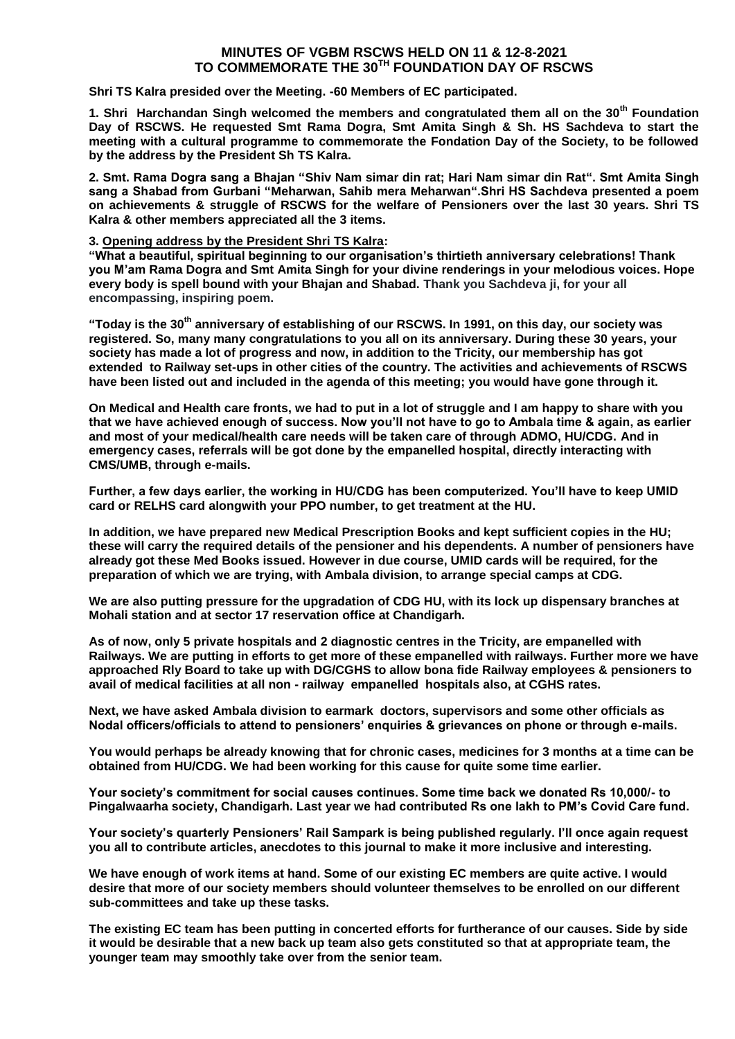# MINUTES OF VGBM RSCWS HELD ON 11 & 12-8-2021
# TO COMMEMORATE THE 30TH FOUNDATION DAY OF RSCWS

**Shri TS Kalra presided over the Meeting. -60 Members of EC participated.**

**1. Shri Harchandan Singh welcomed the members and congratulated them all on the 30th Foundation Day of RSCWS. He requested Smt Rama Dogra, Smt Amita Singh & Sh. HS Sachdeva to start the meeting with a cultural programme to commemorate the Fondation Day of the Society, to be followed by the address by the President Sh TS Kalra.**

**2. Smt. Rama Dogra sang a Bhajan "Shiv Nam simar din rat; Hari Nam simar din Rat". Smt Amita Singh sang a Shabad from Gurbani "Meharwan, Sahib mera Meharwan".Shri HS Sachdeva presented a poem on achievements & struggle of RSCWS for the welfare of Pensioners over the last 30 years. Shri TS Kalra & other members appreciated all the 3 items.**

**3. <u>Opening address by the President Shri TS Kalra</u>:**

**"What a beautiful, spiritual beginning to our organisation's thirtieth anniversary celebrations! Thank you M'am Rama Dogra and Smt Amita Singh for your divine renderings in your melodious voices. Hope every body is spell bound with your Bhajan and Shabad. Thank you Sachdeva ji, for your all encompassing, inspiring poem.**

**"Today is the 30th anniversary of establishing of our RSCWS. In 1991, on this day, our society was registered. So, many many congratulations to you all on its anniversary. During these 30 years, your society has made a lot of progress and now, in addition to the Tricity, our membership has got extended to Railway set-ups in other cities of the country. The activities and achievements of RSCWS have been listed out and included in the agenda of this meeting; you would have gone through it.**

**On Medical and Health care fronts, we had to put in a lot of struggle and I am happy to share with you that we have achieved enough of success. Now you'll not have to go to Ambala time & again, as earlier and most of your medical/health care needs will be taken care of through ADMO, HU/CDG. And in emergency cases, referrals will be got done by the empanelled hospital, directly interacting with CMS/UMB, through e-mails.**

**Further, a few days earlier, the working in HU/CDG has been computerized. You'll have to keep UMID card or RELHS card alongwith your PPO number, to get treatment at the HU.**

**In addition, we have prepared new Medical Prescription Books and kept sufficient copies in the HU; these will carry the required details of the pensioner and his dependents. A number of pensioners have already got these Med Books issued. However in due course, UMID cards will be required, for the preparation of which we are trying, with Ambala division, to arrange special camps at CDG.**

**We are also putting pressure for the upgradation of CDG HU, with its lock up dispensary branches at Mohali station and at sector 17 reservation office at Chandigarh.**

**As of now, only 5 private hospitals and 2 diagnostic centres in the Tricity, are empanelled with Railways. We are putting in efforts to get more of these empanelled with railways. Further more we have approached Rly Board to take up with DG/CGHS to allow bona fide Railway employees & pensioners to avail of medical facilities at all non - railway empanelled hospitals also, at CGHS rates.**

**Next, we have asked Ambala division to earmark doctors, supervisors and some other officials as Nodal officers/officials to attend to pensioners' enquiries & grievances on phone or through e-mails.**

**You would perhaps be already knowing that for chronic cases, medicines for 3 months at a time can be obtained from HU/CDG. We had been working for this cause for quite some time earlier.**

**Your society's commitment for social causes continues. Some time back we donated Rs 10,000/- to Pingalwaarha society, Chandigarh. Last year we had contributed Rs one lakh to PM's Covid Care fund.**

**Your society's quarterly Pensioners' Rail Sampark is being published regularly. I'll once again request you all to contribute articles, anecdotes to this journal to make it more inclusive and interesting.**

**We have enough of work items at hand. Some of our existing EC members are quite active. I would desire that more of our society members should volunteer themselves to be enrolled on our different sub-committees and take up these tasks.**

**The existing EC team has been putting in concerted efforts for furtherance of our causes. Side by side it would be desirable that a new back up team also gets constituted so that at appropriate team, the younger team may smoothly take over from the senior team.**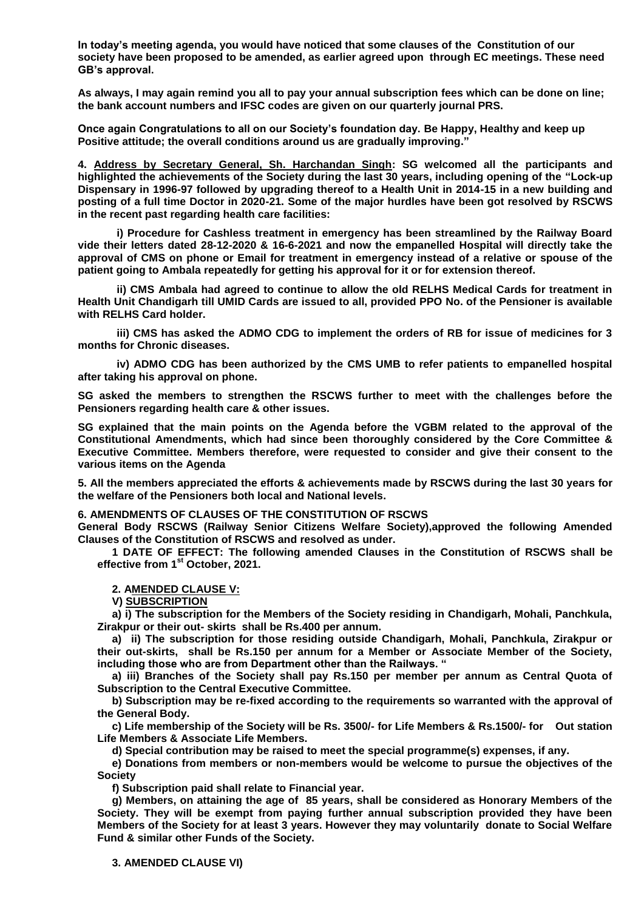**In today's meeting agenda, you would have noticed that some clauses of the Constitution of our society have been proposed to be amended, as earlier agreed upon through EC meetings. These need GB's approval.**

**As always, I may again remind you all to pay your annual subscription fees which can be done on line; the bank account numbers and IFSC codes are given on our quarterly journal PRS.**

**Once again Congratulations to all on our Society's foundation day. Be Happy, Healthy and keep up Positive attitude; the overall conditions around us are gradually improving."**

**4. <u>Address by Secretary General, Sh. Harchandan Singh</u>: SG welcomed all the participants and highlighted the achievements of the Society during the last 30 years, including opening of the "Lock-up Dispensary in 1996-97 followed by upgrading thereof to a Health Unit in 2014-15 in a new building and posting of a full time Doctor in 2020-21. Some of the major hurdles have been got resolved by RSCWS in the recent past regarding health care facilities:**

**i) Procedure for Cashless treatment in emergency has been streamlined by the Railway Board vide their letters dated 28-12-2020 & 16-6-2021 and now the empanelled Hospital will directly take the approval of CMS on phone or Email for treatment in emergency instead of a relative or spouse of the patient going to Ambala repeatedly for getting his approval for it or for extension thereof.**

**ii) CMS Ambala had agreed to continue to allow the old RELHS Medical Cards for treatment in Health Unit Chandigarh till UMID Cards are issued to all, provided PPO No. of the Pensioner is available with RELHS Card holder.**

**iii) CMS has asked the ADMO CDG to implement the orders of RB for issue of medicines for 3 months for Chronic diseases.**

**iv) ADMO CDG has been authorized by the CMS UMB to refer patients to empanelled hospital after taking his approval on phone.**

**SG asked the members to strengthen the RSCWS further to meet with the challenges before the Pensioners regarding health care & other issues.**

**SG explained that the main points on the Agenda before the VGBM related to the approval of the Constitutional Amendments, which had since been thoroughly considered by the Core Committee & Executive Committee. Members therefore, were requested to consider and give their consent to the various items on the Agenda**

**5. All the members appreciated the efforts & achievements made by RSCWS during the last 30 years for the welfare of the Pensioners both local and National levels.**

**6. AMENDMENTS OF CLAUSES OF THE CONSTITUTION OF RSCWS**

**General Body RSCWS (Railway Senior Citizens Welfare Society),approved the following Amended Clauses of the Constitution of RSCWS and resolved as under.**

**1 DATE OF EFFECT: The following amended Clauses in the Constitution of RSCWS shall be effective from 1st October, 2021.**

**2. <u>AMENDED CLAUSE V:</u>**

**V) <u>SUBSCRIPTION</u>**

**a) i) The subscription for the Members of the Society residing in Chandigarh, Mohali, Panchkula, Zirakpur or their out- skirts shall be Rs.400 per annum.**

**a) ii) The subscription for those residing outside Chandigarh, Mohali, Panchkula, Zirakpur or their out-skirts, shall be Rs.150 per annum for a Member or Associate Member of the Society, including those who are from Department other than the Railways. "**

**a) iii) Branches of the Society shall pay Rs.150 per member per annum as Central Quota of Subscription to the Central Executive Committee.**

**b) Subscription may be re-fixed according to the requirements so warranted with the approval of the General Body.**

**c) Life membership of the Society will be Rs. 3500/- for Life Members & Rs.1500/- for Out station Life Members & Associate Life Members.**

**d) Special contribution may be raised to meet the special programme(s) expenses, if any.**

**e) Donations from members or non-members would be welcome to pursue the objectives of the Society**

**f) Subscription paid shall relate to Financial year.**

**g) Members, on attaining the age of 85 years, shall be considered as Honorary Members of the Society. They will be exempt from paying further annual subscription provided they have been Members of the Society for at least 3 years. However they may voluntarily donate to Social Welfare Fund & similar other Funds of the Society.**

**3. AMENDED CLAUSE VI)**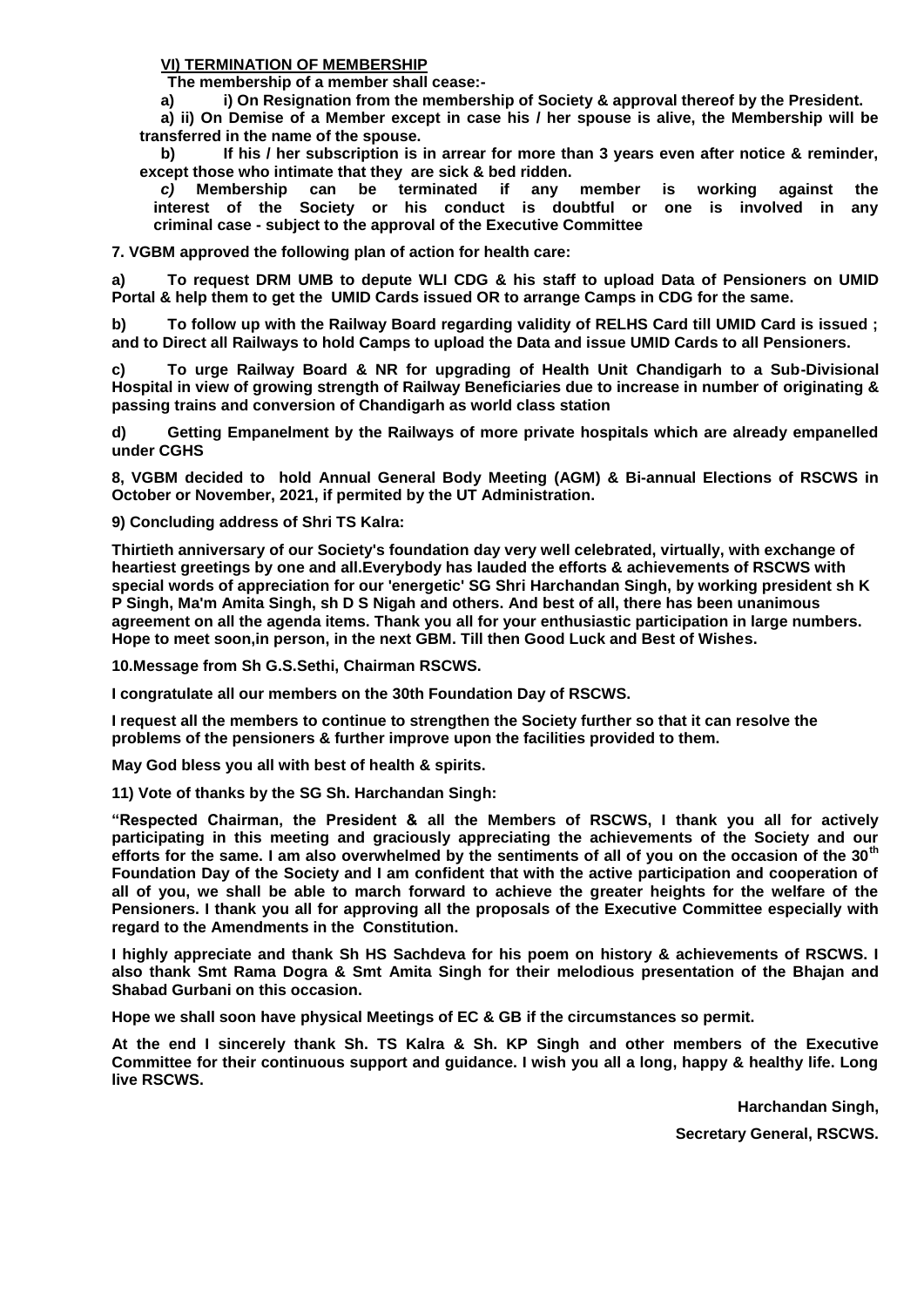**VI) TERMINATION OF MEMBERSHIP**

**The membership of a member shall cease:-**

**a) i) On Resignation from the membership of Society & approval thereof by the President.**

**a) ii) On Demise of a Member except in case his / her spouse is alive, the Membership will be transferred in the name of the spouse.**

**b) If his / her subscription is in arrear for more than 3 years even after notice & reminder, except those who intimate that they are sick & bed ridden.**

***c)* Membership can be terminated if any member is working against the interest of the Society or his conduct is doubtful or one is involved in any criminal case - subject to the approval of the Executive Committee**

**7. VGBM approved the following plan of action for health care:**

**a) To request DRM UMB to depute WLI CDG & his staff to upload Data of Pensioners on UMID Portal & help them to get the UMID Cards issued OR to arrange Camps in CDG for the same.**

**b) To follow up with the Railway Board regarding validity of RELHS Card till UMID Card is issued ; and to Direct all Railways to hold Camps to upload the Data and issue UMID Cards to all Pensioners.**

**c) To urge Railway Board & NR for upgrading of Health Unit Chandigarh to a Sub-Divisional Hospital in view of growing strength of Railway Beneficiaries due to increase in number of originating & passing trains and conversion of Chandigarh as world class station**

**d) Getting Empanelment by the Railways of more private hospitals which are already empanelled under CGHS**

**8, VGBM decided to hold Annual General Body Meeting (AGM) & Bi-annual Elections of RSCWS in October or November, 2021, if permited by the UT Administration.**

**9) Concluding address of Shri TS Kalra:**

**Thirtieth anniversary of our Society's foundation day very well celebrated, virtually, with exchange of heartiest greetings by one and all.Everybody has lauded the efforts & achievements of RSCWS with special words of appreciation for our 'energetic' SG Shri Harchandan Singh, by working president sh K P Singh, Ma'm Amita Singh, sh D S Nigah and others. And best of all, there has been unanimous agreement on all the agenda items. Thank you all for your enthusiastic participation in large numbers. Hope to meet soon,in person, in the next GBM. Till then Good Luck and Best of Wishes.**

**10.Message from Sh G.S.Sethi, Chairman RSCWS.**

**I congratulate all our members on the 30th Foundation Day of RSCWS.**

**I request all the members to continue to strengthen the Society further so that it can resolve the problems of the pensioners & further improve upon the facilities provided to them.**

**May God bless you all with best of health & spirits.**

**11) Vote of thanks by the SG Sh. Harchandan Singh:**

**"Respected Chairman, the President & all the Members of RSCWS, I thank you all for actively participating in this meeting and graciously appreciating the achievements of the Society and our efforts for the same. I am also overwhelmed by the sentiments of all of you on the occasion of the 30th Foundation Day of the Society and I am confident that with the active participation and cooperation of all of you, we shall be able to march forward to achieve the greater heights for the welfare of the Pensioners. I thank you all for approving all the proposals of the Executive Committee especially with regard to the Amendments in the Constitution.**

**I highly appreciate and thank Sh HS Sachdeva for his poem on history & achievements of RSCWS. I also thank Smt Rama Dogra & Smt Amita Singh for their melodious presentation of the Bhajan and Shabad Gurbani on this occasion.**

**Hope we shall soon have physical Meetings of EC & GB if the circumstances so permit.**

**At the end I sincerely thank Sh. TS Kalra & Sh. KP Singh and other members of the Executive Committee for their continuous support and guidance. I wish you all a long, happy & healthy life. Long live RSCWS.**

**Harchandan Singh,**

**Secretary General, RSCWS.**